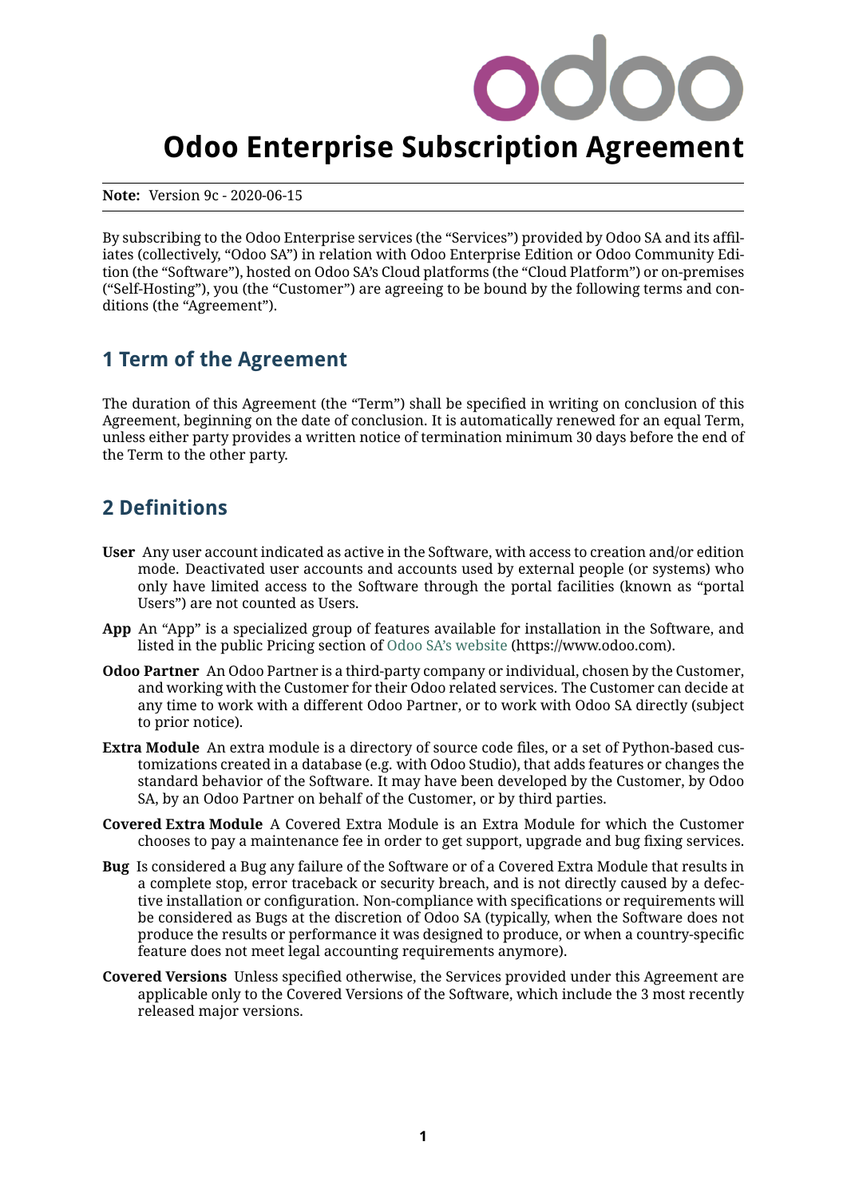# Odoo Enterprise Subscription Agreement

**Note:** Version 9c - 2020-06-15

By subscribing to the Odoo Enterprise services (the "Services") provided by Odoo SA and its affiliates (collectively, "Odoo SA") in relation with Odoo Enterprise Edition or Odoo Community Edition (the "Software"), hosted on Odoo SA's Cloud platforms (the "Cloud Platform") or on-premises ("Self-Hosting"), you (the "Customer") are agreeing to be bound by the following terms and conditions (the "Agreement").

## 1 Term of the Agreement

The duration of this Agreement (the "Term") shall be specified in writing on conclusion of this Agreement, beginning on the date of conclusion. It is automatically renewed for an equal Term, unless either party provides a written notice of termination minimum 30 days before the end of the Term to the other party.

## 2 Definitions

**User** Any user account indicated as active in the Software, with access to creation and/or edition mode. Deactivated user accounts and accounts used by external people (or systems) who only have limited access to the Software through the portal facilities (known as "portal Users") are not counted as Users.

**App** An "App" is a specialized group of features available for installation in the Software, and listed in the public Pricing section of Odoo SA's website (https://www.odoo.com).

**Odoo Partner** An Odoo Partner is a third-party company or individual, chosen by the Customer, and working with the Customer for their Odoo related services. The Customer can decide at any time to work with a different Odoo Partner, or to work with Odoo SA directly (subject to prior notice).

**Extra Module** An extra module is a directory of source code files, or a set of Python-based customizations created in a database (e.g. with Odoo Studio), that adds features or changes the standard behavior of the Software. It may have been developed by the Customer, by Odoo SA, by an Odoo Partner on behalf of the Customer, or by third parties.

**Covered Extra Module** A Covered Extra Module is an Extra Module for which the Customer chooses to pay a maintenance fee in order to get support, upgrade and bug fixing services.

**Bug** Is considered a Bug any failure of the Software or of a Covered Extra Module that results in a complete stop, error traceback or security breach, and is not directly caused by a defective installation or configuration. Non-compliance with specifications or requirements will be considered as Bugs at the discretion of Odoo SA (typically, when the Software does not produce the results or performance it was designed to produce, or when a country-specific feature does not meet legal accounting requirements anymore).

**Covered Versions** Unless specified otherwise, the Services provided under this Agreement are applicable only to the Covered Versions of the Software, which include the 3 most recently released major versions.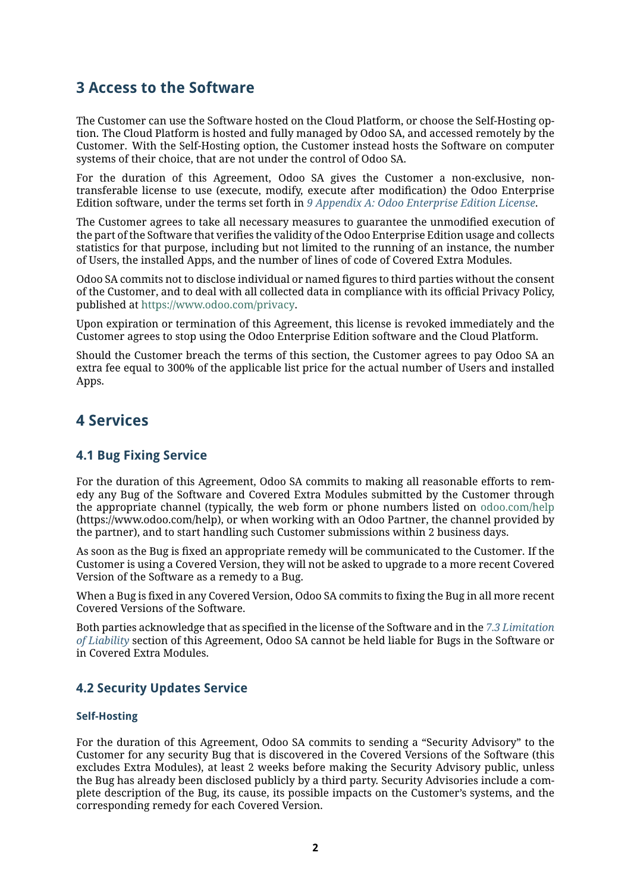## 3 Access to the Software

The Customer can use the Software hosted on the Cloud Platform, or choose the Self-Hosting option. The Cloud Platform is hosted and fully managed by Odoo SA, and accessed remotely by the Customer. With the Self-Hosting option, the Customer instead hosts the Software on computer systems of their choice, that are not under the control of Odoo SA.

For the duration of this Agreement, Odoo SA gives the Customer a non-exclusive, non-transferable license to use (execute, modify, execute after modification) the Odoo Enterprise Edition software, under the terms set forth in *9 Appendix A: Odoo Enterprise Edition License*.

The Customer agrees to take all necessary measures to guarantee the unmodified execution of the part of the Software that verifies the validity of the Odoo Enterprise Edition usage and collects statistics for that purpose, including but not limited to the running of an instance, the number of Users, the installed Apps, and the number of lines of code of Covered Extra Modules.

Odoo SA commits not to disclose individual or named figures to third parties without the consent of the Customer, and to deal with all collected data in compliance with its official Privacy Policy, published at https://www.odoo.com/privacy.

Upon expiration or termination of this Agreement, this license is revoked immediately and the Customer agrees to stop using the Odoo Enterprise Edition software and the Cloud Platform.

Should the Customer breach the terms of this section, the Customer agrees to pay Odoo SA an extra fee equal to 300% of the applicable list price for the actual number of Users and installed Apps.

## 4 Services

### 4.1 Bug Fixing Service

For the duration of this Agreement, Odoo SA commits to making all reasonable efforts to remedy any Bug of the Software and Covered Extra Modules submitted by the Customer through the appropriate channel (typically, the web form or phone numbers listed on odoo.com/help (https://www.odoo.com/help), or when working with an Odoo Partner, the channel provided by the partner), and to start handling such Customer submissions within 2 business days.

As soon as the Bug is fixed an appropriate remedy will be communicated to the Customer. If the Customer is using a Covered Version, they will not be asked to upgrade to a more recent Covered Version of the Software as a remedy to a Bug.

When a Bug is fixed in any Covered Version, Odoo SA commits to fixing the Bug in all more recent Covered Versions of the Software.

Both parties acknowledge that as specified in the license of the Software and in the *7.3 Limitation of Liability* section of this Agreement, Odoo SA cannot be held liable for Bugs in the Software or in Covered Extra Modules.

### 4.2 Security Updates Service

#### Self-Hosting

For the duration of this Agreement, Odoo SA commits to sending a "Security Advisory" to the Customer for any security Bug that is discovered in the Covered Versions of the Software (this excludes Extra Modules), at least 2 weeks before making the Security Advisory public, unless the Bug has already been disclosed publicly by a third party. Security Advisories include a complete description of the Bug, its cause, its possible impacts on the Customer's systems, and the corresponding remedy for each Covered Version.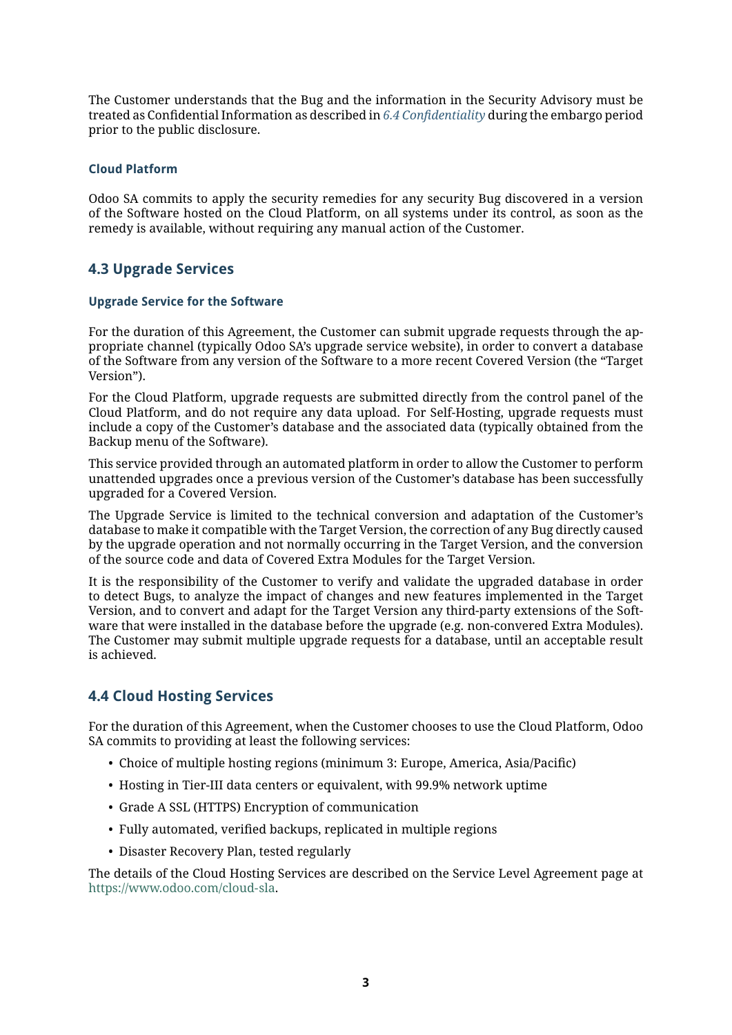The Customer understands that the Bug and the information in the Security Advisory must be treated as Confidential Information as described in *6.4 Confidentiality* during the embargo period prior to the public disclosure.

#### Cloud Platform

Odoo SA commits to apply the security remedies for any security Bug discovered in a version of the Software hosted on the Cloud Platform, on all systems under its control, as soon as the remedy is available, without requiring any manual action of the Customer.

### 4.3 Upgrade Services

#### Upgrade Service for the Software

For the duration of this Agreement, the Customer can submit upgrade requests through the appropriate channel (typically Odoo SA's upgrade service website), in order to convert a database of the Software from any version of the Software to a more recent Covered Version (the "Target Version").

For the Cloud Platform, upgrade requests are submitted directly from the control panel of the Cloud Platform, and do not require any data upload. For Self-Hosting, upgrade requests must include a copy of the Customer's database and the associated data (typically obtained from the Backup menu of the Software).

This service provided through an automated platform in order to allow the Customer to perform unattended upgrades once a previous version of the Customer's database has been successfully upgraded for a Covered Version.

The Upgrade Service is limited to the technical conversion and adaptation of the Customer's database to make it compatible with the Target Version, the correction of any Bug directly caused by the upgrade operation and not normally occurring in the Target Version, and the conversion of the source code and data of Covered Extra Modules for the Target Version.

It is the responsibility of the Customer to verify and validate the upgraded database in order to detect Bugs, to analyze the impact of changes and new features implemented in the Target Version, and to convert and adapt for the Target Version any third-party extensions of the Software that were installed in the database before the upgrade (e.g. non-convered Extra Modules). The Customer may submit multiple upgrade requests for a database, until an acceptable result is achieved.

### 4.4 Cloud Hosting Services

For the duration of this Agreement, when the Customer chooses to use the Cloud Platform, Odoo SA commits to providing at least the following services:

- Choice of multiple hosting regions (minimum 3: Europe, America, Asia/Pacific)
- Hosting in Tier-III data centers or equivalent, with 99.9% network uptime
- Grade A SSL (HTTPS) Encryption of communication
- Fully automated, verified backups, replicated in multiple regions
- Disaster Recovery Plan, tested regularly

The details of the Cloud Hosting Services are described on the Service Level Agreement page at https://www.odoo.com/cloud-sla.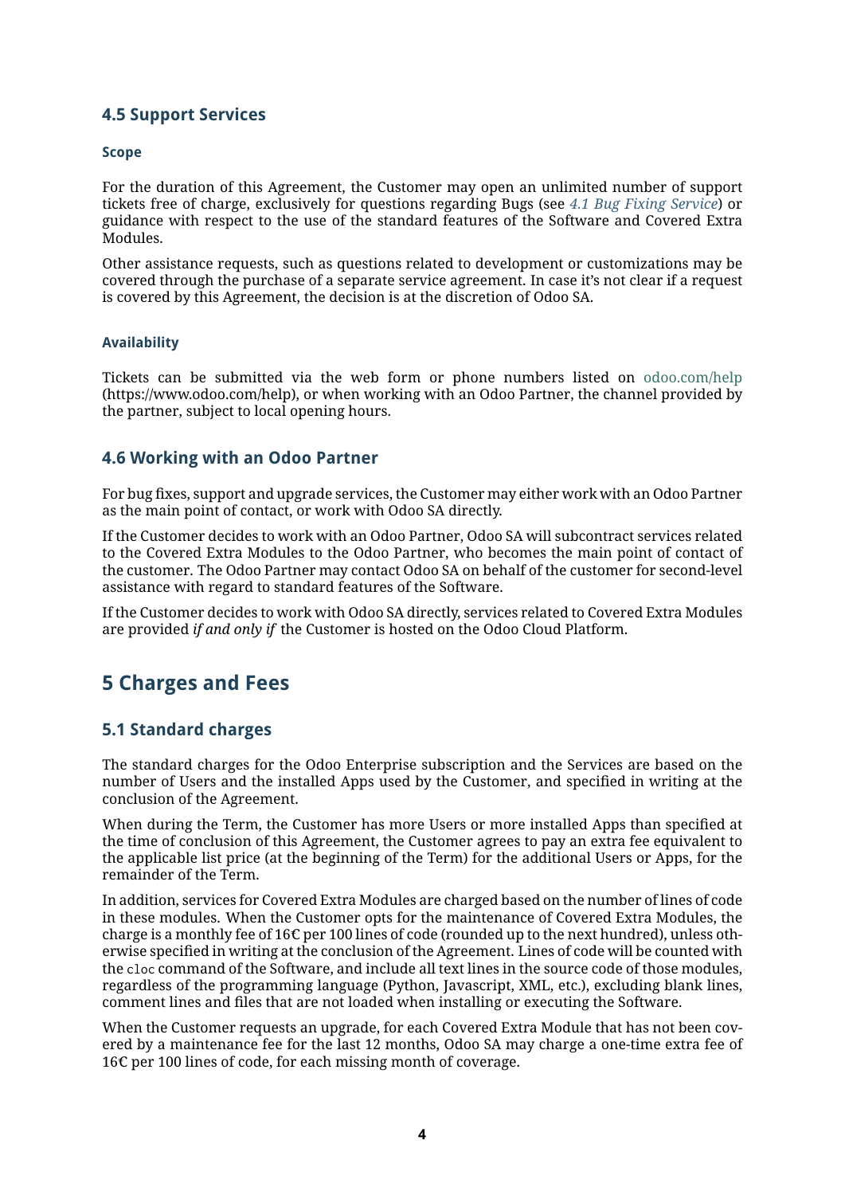### 4.5 Support Services

#### Scope

For the duration of this Agreement, the Customer may open an unlimited number of support tickets free of charge, exclusively for questions regarding Bugs (see *4.1 Bug Fixing Service*) or guidance with respect to the use of the standard features of the Software and Covered Extra Modules.

Other assistance requests, such as questions related to development or customizations may be covered through the purchase of a separate service agreement. In case it's not clear if a request is covered by this Agreement, the decision is at the discretion of Odoo SA.

#### Availability

Tickets can be submitted via the web form or phone numbers listed on odoo.com/help (https://www.odoo.com/help), or when working with an Odoo Partner, the channel provided by the partner, subject to local opening hours.

### 4.6 Working with an Odoo Partner

For bug fixes, support and upgrade services, the Customer may either work with an Odoo Partner as the main point of contact, or work with Odoo SA directly.

If the Customer decides to work with an Odoo Partner, Odoo SA will subcontract services related to the Covered Extra Modules to the Odoo Partner, who becomes the main point of contact of the customer. The Odoo Partner may contact Odoo SA on behalf of the customer for second-level assistance with regard to standard features of the Software.

If the Customer decides to work with Odoo SA directly, services related to Covered Extra Modules are provided *if and only if* the Customer is hosted on the Odoo Cloud Platform.

## 5 Charges and Fees

### 5.1 Standard charges

The standard charges for the Odoo Enterprise subscription and the Services are based on the number of Users and the installed Apps used by the Customer, and specified in writing at the conclusion of the Agreement.

When during the Term, the Customer has more Users or more installed Apps than specified at the time of conclusion of this Agreement, the Customer agrees to pay an extra fee equivalent to the applicable list price (at the beginning of the Term) for the additional Users or Apps, for the remainder of the Term.

In addition, services for Covered Extra Modules are charged based on the number of lines of code in these modules. When the Customer opts for the maintenance of Covered Extra Modules, the charge is a monthly fee of 16€ per 100 lines of code (rounded up to the next hundred), unless otherwise specified in writing at the conclusion of the Agreement. Lines of code will be counted with the `cloc` command of the Software, and include all text lines in the source code of those modules, regardless of the programming language (Python, Javascript, XML, etc.), excluding blank lines, comment lines and files that are not loaded when installing or executing the Software.

When the Customer requests an upgrade, for each Covered Extra Module that has not been covered by a maintenance fee for the last 12 months, Odoo SA may charge a one-time extra fee of 16€ per 100 lines of code, for each missing month of coverage.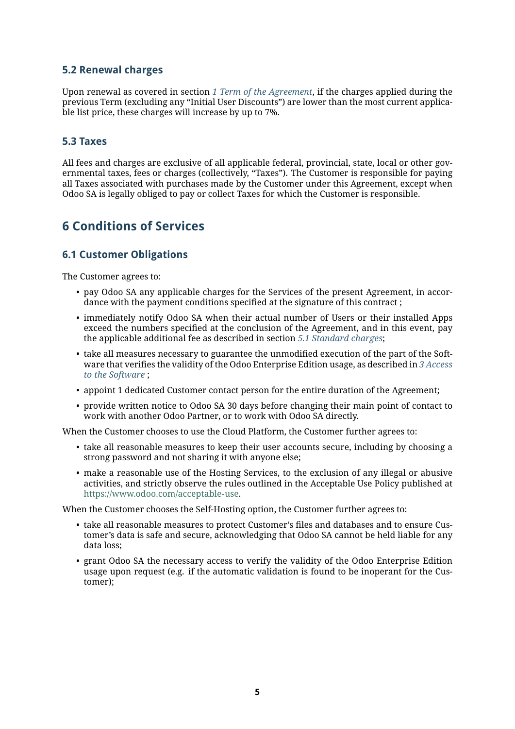### 5.2 Renewal charges

Upon renewal as covered in section *1 Term of the Agreement*, if the charges applied during the previous Term (excluding any "Initial User Discounts") are lower than the most current applicable list price, these charges will increase by up to 7%.

### 5.3 Taxes

All fees and charges are exclusive of all applicable federal, provincial, state, local or other governmental taxes, fees or charges (collectively, "Taxes"). The Customer is responsible for paying all Taxes associated with purchases made by the Customer under this Agreement, except when Odoo SA is legally obliged to pay or collect Taxes for which the Customer is responsible.

## 6 Conditions of Services

### 6.1 Customer Obligations

The Customer agrees to:

- pay Odoo SA any applicable charges for the Services of the present Agreement, in accordance with the payment conditions specified at the signature of this contract ;
- immediately notify Odoo SA when their actual number of Users or their installed Apps exceed the numbers specified at the conclusion of the Agreement, and in this event, pay the applicable additional fee as described in section *5.1 Standard charges*;
- take all measures necessary to guarantee the unmodified execution of the part of the Software that verifies the validity of the Odoo Enterprise Edition usage, as described in *3 Access to the Software* ;
- appoint 1 dedicated Customer contact person for the entire duration of the Agreement;
- provide written notice to Odoo SA 30 days before changing their main point of contact to work with another Odoo Partner, or to work with Odoo SA directly.

When the Customer chooses to use the Cloud Platform, the Customer further agrees to:

- take all reasonable measures to keep their user accounts secure, including by choosing a strong password and not sharing it with anyone else;
- make a reasonable use of the Hosting Services, to the exclusion of any illegal or abusive activities, and strictly observe the rules outlined in the Acceptable Use Policy published at https://www.odoo.com/acceptable-use.

When the Customer chooses the Self-Hosting option, the Customer further agrees to:

- take all reasonable measures to protect Customer's files and databases and to ensure Customer's data is safe and secure, acknowledging that Odoo SA cannot be held liable for any data loss;
- grant Odoo SA the necessary access to verify the validity of the Odoo Enterprise Edition usage upon request (e.g. if the automatic validation is found to be inoperant for the Customer);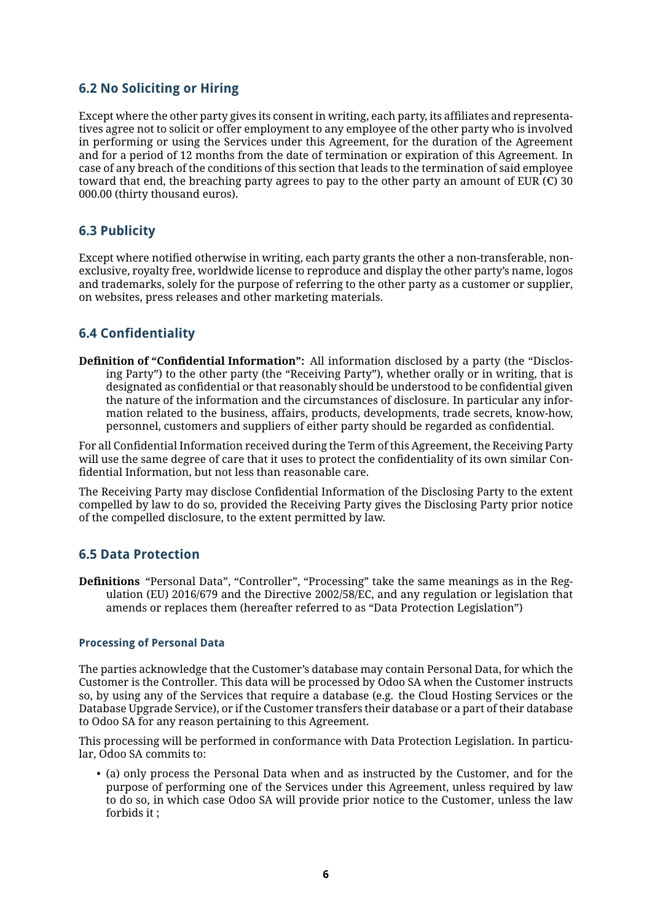## 6.2 No Soliciting or Hiring

Except where the other party gives its consent in writing, each party, its affiliates and representatives agree not to solicit or offer employment to any employee of the other party who is involved in performing or using the Services under this Agreement, for the duration of the Agreement and for a period of 12 months from the date of termination or expiration of this Agreement. In case of any breach of the conditions of this section that leads to the termination of said employee toward that end, the breaching party agrees to pay to the other party an amount of EUR (€) 30 000.00 (thirty thousand euros).

## 6.3 Publicity

Except where notified otherwise in writing, each party grants the other a non-transferable, non-exclusive, royalty free, worldwide license to reproduce and display the other party's name, logos and trademarks, solely for the purpose of referring to the other party as a customer or supplier, on websites, press releases and other marketing materials.

## 6.4 Confidentiality

**Definition of "Confidential Information":** All information disclosed by a party (the "Disclosing Party") to the other party (the "Receiving Party"), whether orally or in writing, that is designated as confidential or that reasonably should be understood to be confidential given the nature of the information and the circumstances of disclosure. In particular any information related to the business, affairs, products, developments, trade secrets, know-how, personnel, customers and suppliers of either party should be regarded as confidential.

For all Confidential Information received during the Term of this Agreement, the Receiving Party will use the same degree of care that it uses to protect the confidentiality of its own similar Confidential Information, but not less than reasonable care.

The Receiving Party may disclose Confidential Information of the Disclosing Party to the extent compelled by law to do so, provided the Receiving Party gives the Disclosing Party prior notice of the compelled disclosure, to the extent permitted by law.

## 6.5 Data Protection

**Definitions** "Personal Data", "Controller", "Processing" take the same meanings as in the Regulation (EU) 2016/679 and the Directive 2002/58/EC, and any regulation or legislation that amends or replaces them (hereafter referred to as "Data Protection Legislation")

#### Processing of Personal Data

The parties acknowledge that the Customer's database may contain Personal Data, for which the Customer is the Controller. This data will be processed by Odoo SA when the Customer instructs so, by using any of the Services that require a database (e.g. the Cloud Hosting Services or the Database Upgrade Service), or if the Customer transfers their database or a part of their database to Odoo SA for any reason pertaining to this Agreement.

This processing will be performed in conformance with Data Protection Legislation. In particular, Odoo SA commits to:

- (a) only process the Personal Data when and as instructed by the Customer, and for the purpose of performing one of the Services under this Agreement, unless required by law to do so, in which case Odoo SA will provide prior notice to the Customer, unless the law forbids it ;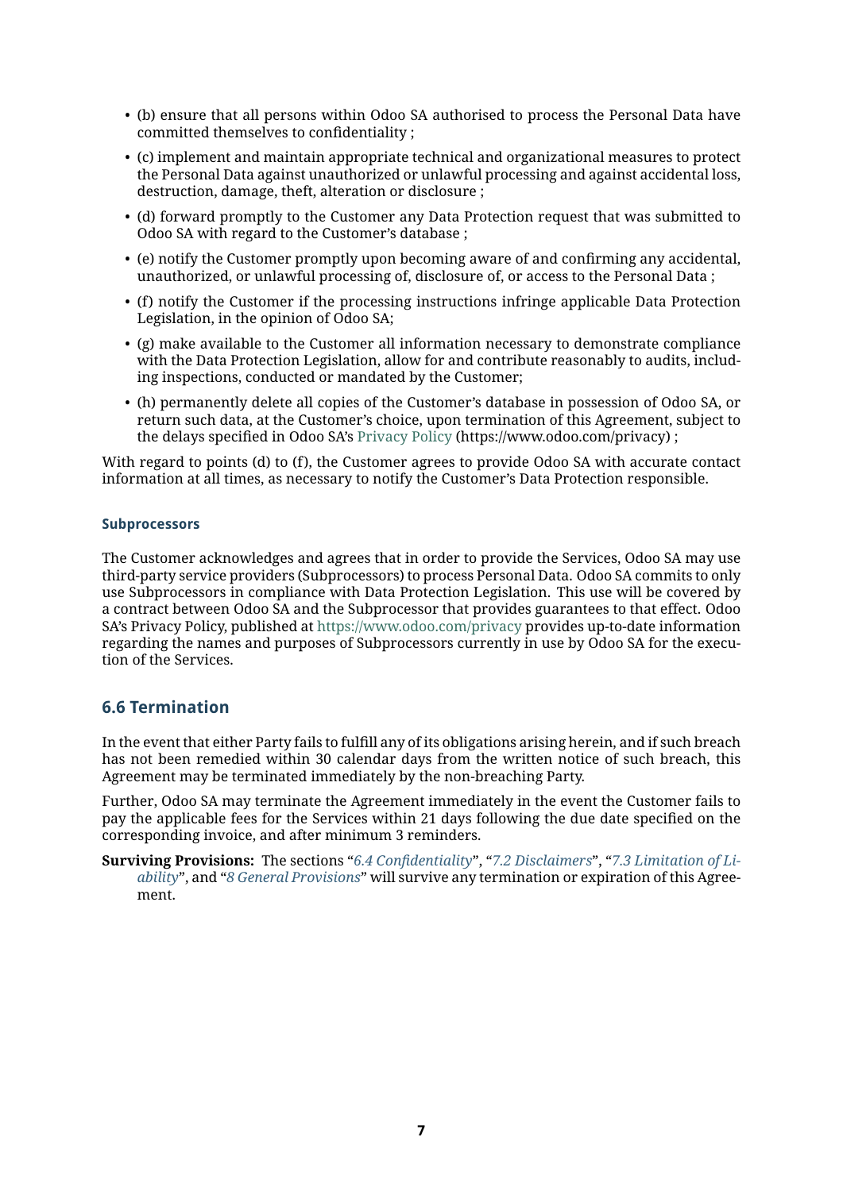- (b) ensure that all persons within Odoo SA authorised to process the Personal Data have committed themselves to confidentiality ;
- (c) implement and maintain appropriate technical and organizational measures to protect the Personal Data against unauthorized or unlawful processing and against accidental loss, destruction, damage, theft, alteration or disclosure ;
- (d) forward promptly to the Customer any Data Protection request that was submitted to Odoo SA with regard to the Customer's database ;
- (e) notify the Customer promptly upon becoming aware of and confirming any accidental, unauthorized, or unlawful processing of, disclosure of, or access to the Personal Data ;
- (f) notify the Customer if the processing instructions infringe applicable Data Protection Legislation, in the opinion of Odoo SA;
- (g) make available to the Customer all information necessary to demonstrate compliance with the Data Protection Legislation, allow for and contribute reasonably to audits, including inspections, conducted or mandated by the Customer;
- (h) permanently delete all copies of the Customer's database in possession of Odoo SA, or return such data, at the Customer's choice, upon termination of this Agreement, subject to the delays specified in Odoo SA's Privacy Policy (https://www.odoo.com/privacy) ;

With regard to points (d) to (f), the Customer agrees to provide Odoo SA with accurate contact information at all times, as necessary to notify the Customer's Data Protection responsible.

#### Subprocessors

The Customer acknowledges and agrees that in order to provide the Services, Odoo SA may use third-party service providers (Subprocessors) to process Personal Data. Odoo SA commits to only use Subprocessors in compliance with Data Protection Legislation. This use will be covered by a contract between Odoo SA and the Subprocessor that provides guarantees to that effect. Odoo SA's Privacy Policy, published at https://www.odoo.com/privacy provides up-to-date information regarding the names and purposes of Subprocessors currently in use by Odoo SA for the execution of the Services.

### 6.6 Termination

In the event that either Party fails to fulfill any of its obligations arising herein, and if such breach has not been remedied within 30 calendar days from the written notice of such breach, this Agreement may be terminated immediately by the non-breaching Party.

Further, Odoo SA may terminate the Agreement immediately in the event the Customer fails to pay the applicable fees for the Services within 21 days following the due date specified on the corresponding invoice, and after minimum 3 reminders.

**Surviving Provisions:** The sections "*6.4 Confidentiality*", "*7.2 Disclaimers*", "*7.3 Limitation of Liability*", and "*8 General Provisions*" will survive any termination or expiration of this Agreement.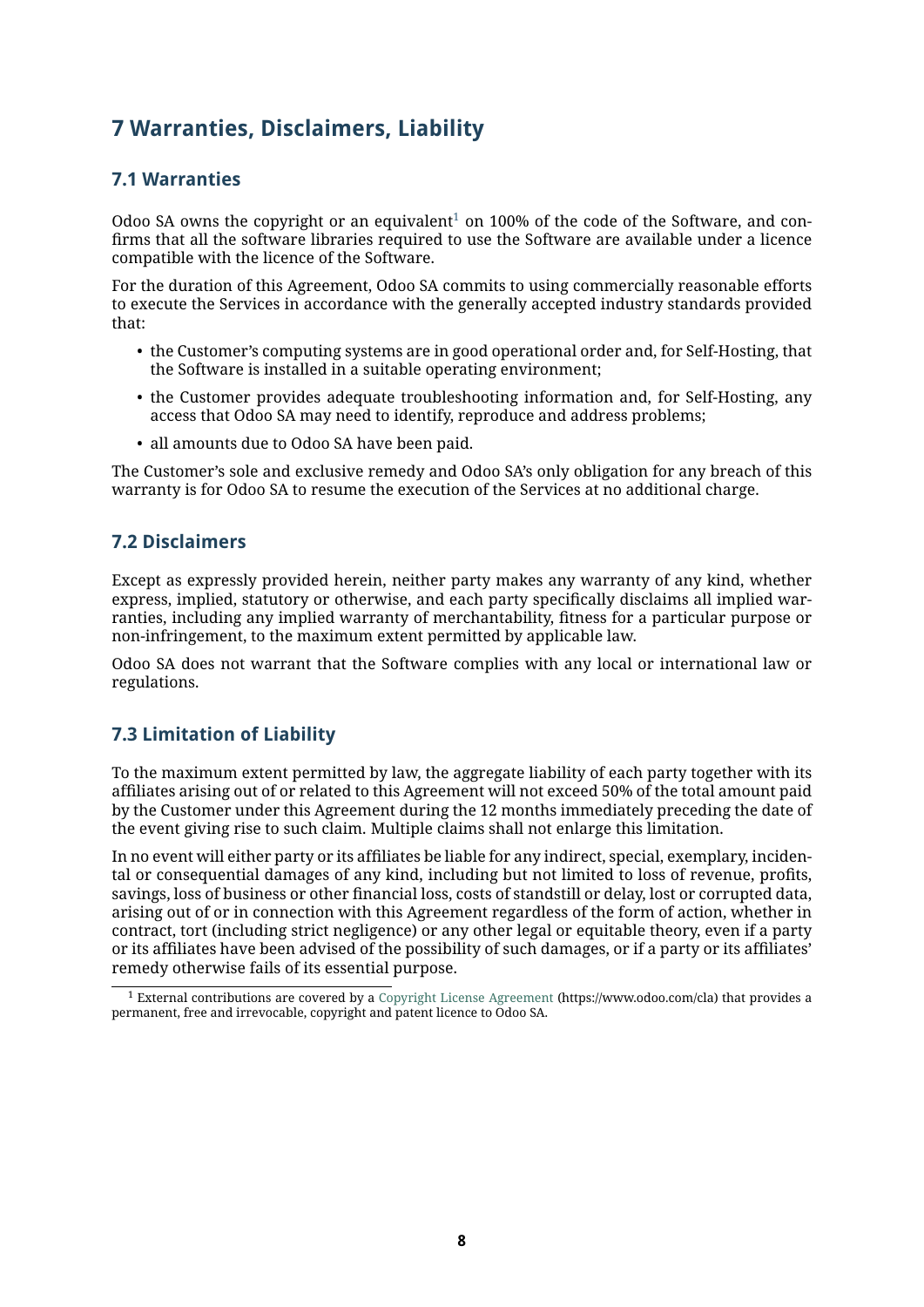# 7 Warranties, Disclaimers, Liability

## 7.1 Warranties

Odoo SA owns the copyright or an equivalent[1] on 100% of the code of the Software, and confirms that all the software libraries required to use the Software are available under a licence compatible with the licence of the Software.

For the duration of this Agreement, Odoo SA commits to using commercially reasonable efforts to execute the Services in accordance with the generally accepted industry standards provided that:

- the Customer's computing systems are in good operational order and, for Self-Hosting, that the Software is installed in a suitable operating environment;
- the Customer provides adequate troubleshooting information and, for Self-Hosting, any access that Odoo SA may need to identify, reproduce and address problems;
- all amounts due to Odoo SA have been paid.

The Customer's sole and exclusive remedy and Odoo SA's only obligation for any breach of this warranty is for Odoo SA to resume the execution of the Services at no additional charge.

## 7.2 Disclaimers

Except as expressly provided herein, neither party makes any warranty of any kind, whether express, implied, statutory or otherwise, and each party specifically disclaims all implied warranties, including any implied warranty of merchantability, fitness for a particular purpose or non-infringement, to the maximum extent permitted by applicable law.

Odoo SA does not warrant that the Software complies with any local or international law or regulations.

## 7.3 Limitation of Liability

To the maximum extent permitted by law, the aggregate liability of each party together with its affiliates arising out of or related to this Agreement will not exceed 50% of the total amount paid by the Customer under this Agreement during the 12 months immediately preceding the date of the event giving rise to such claim. Multiple claims shall not enlarge this limitation.

In no event will either party or its affiliates be liable for any indirect, special, exemplary, incidental or consequential damages of any kind, including but not limited to loss of revenue, profits, savings, loss of business or other financial loss, costs of standstill or delay, lost or corrupted data, arising out of or in connection with this Agreement regardless of the form of action, whether in contract, tort (including strict negligence) or any other legal or equitable theory, even if a party or its affiliates have been advised of the possibility of such damages, or if a party or its affiliates' remedy otherwise fails of its essential purpose.

[1] External contributions are covered by a Copyright License Agreement (https://www.odoo.com/cla) that provides a permanent, free and irrevocable, copyright and patent licence to Odoo SA.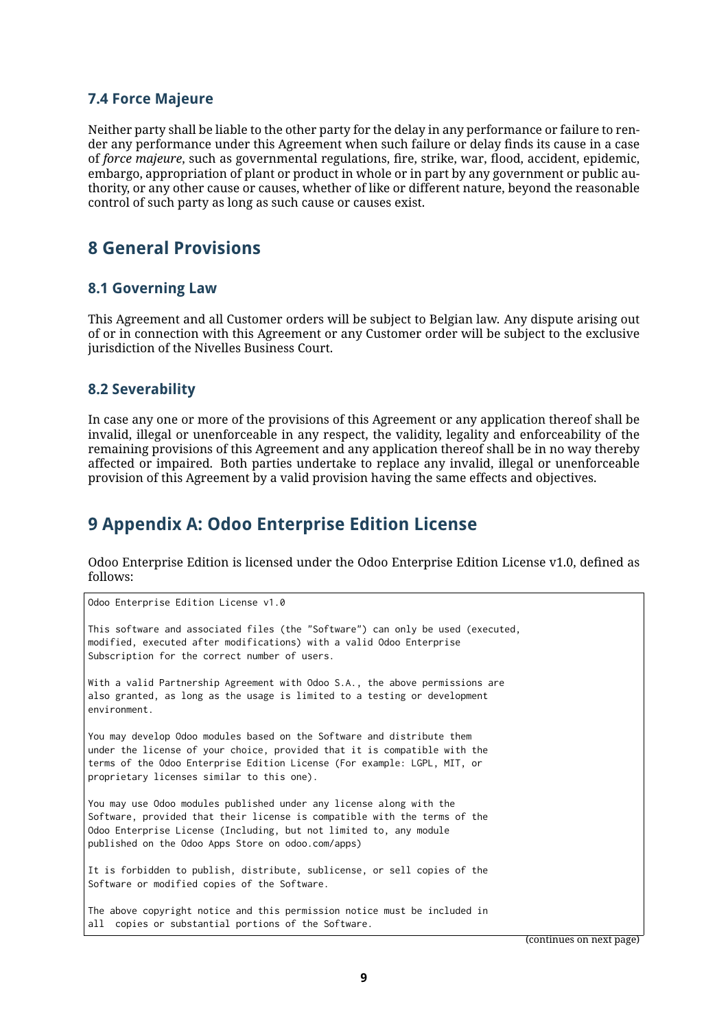### 7.4 Force Majeure

Neither party shall be liable to the other party for the delay in any performance or failure to render any performance under this Agreement when such failure or delay finds its cause in a case of *force majeure*, such as governmental regulations, fire, strike, war, flood, accident, epidemic, embargo, appropriation of plant or product in whole or in part by any government or public authority, or any other cause or causes, whether of like or different nature, beyond the reasonable control of such party as long as such cause or causes exist.

## 8 General Provisions

### 8.1 Governing Law

This Agreement and all Customer orders will be subject to Belgian law. Any dispute arising out of or in connection with this Agreement or any Customer order will be subject to the exclusive jurisdiction of the Nivelles Business Court.

### 8.2 Severability

In case any one or more of the provisions of this Agreement or any application thereof shall be invalid, illegal or unenforceable in any respect, the validity, legality and enforceability of the remaining provisions of this Agreement and any application thereof shall be in no way thereby affected or impaired. Both parties undertake to replace any invalid, illegal or unenforceable provision of this Agreement by a valid provision having the same effects and objectives.

## 9 Appendix A: Odoo Enterprise Edition License

Odoo Enterprise Edition is licensed under the Odoo Enterprise Edition License v1.0, defined as follows:

```
Odoo Enterprise Edition License v1.0

This software and associated files (the "Software") can only be used (executed,
modified, executed after modifications) with a valid Odoo Enterprise
Subscription for the correct number of users.

With a valid Partnership Agreement with Odoo S.A., the above permissions are
also granted, as long as the usage is limited to a testing or development
environment.

You may develop Odoo modules based on the Software and distribute them
under the license of your choice, provided that it is compatible with the
terms of the Odoo Enterprise Edition License (For example: LGPL, MIT, or
proprietary licenses similar to this one).

You may use Odoo modules published under any license along with the
Software, provided that their license is compatible with the terms of the
Odoo Enterprise License (Including, but not limited to, any module
published on the Odoo Apps Store on odoo.com/apps)

It is forbidden to publish, distribute, sublicense, or sell copies of the
Software or modified copies of the Software.

The above copyright notice and this permission notice must be included in
all  copies or substantial portions of the Software.
```

(continues on next page)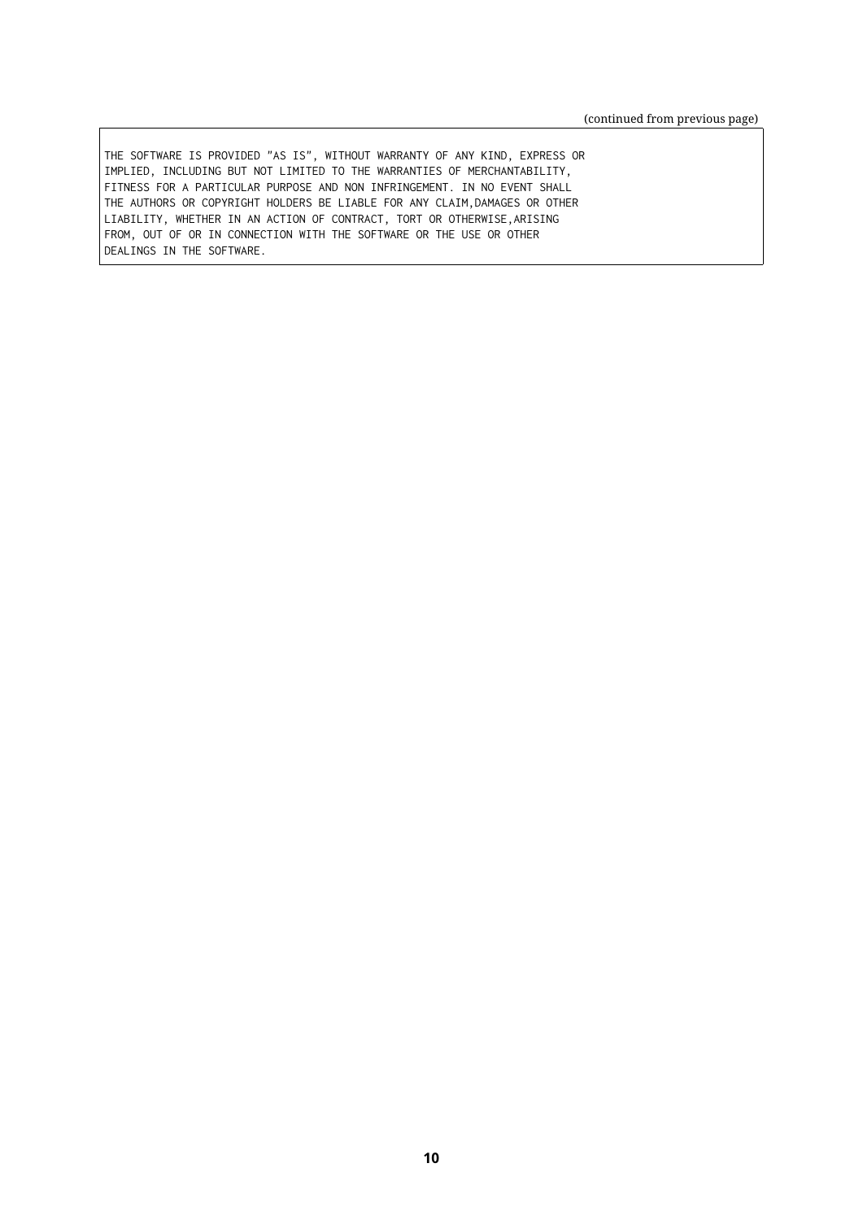(continued from previous page)

```
THE SOFTWARE IS PROVIDED "AS IS", WITHOUT WARRANTY OF ANY KIND, EXPRESS OR
IMPLIED, INCLUDING BUT NOT LIMITED TO THE WARRANTIES OF MERCHANTABILITY,
FITNESS FOR A PARTICULAR PURPOSE AND NON INFRINGEMENT. IN NO EVENT SHALL
THE AUTHORS OR COPYRIGHT HOLDERS BE LIABLE FOR ANY CLAIM,DAMAGES OR OTHER
LIABILITY, WHETHER IN AN ACTION OF CONTRACT, TORT OR OTHERWISE,ARISING
FROM, OUT OF OR IN CONNECTION WITH THE SOFTWARE OR THE USE OR OTHER
DEALINGS IN THE SOFTWARE.
```